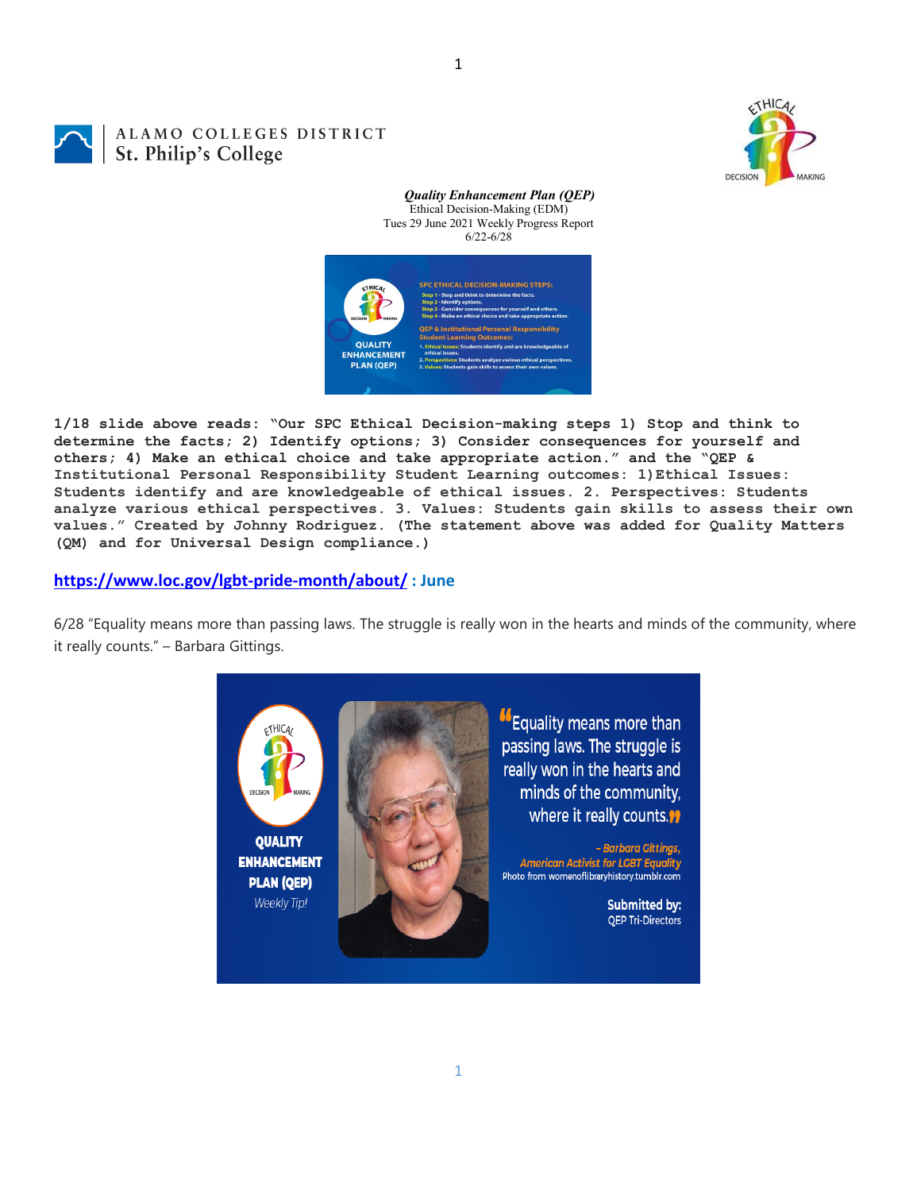ALAMO COLLEGES DISTRICT
St. Philip's College

***Quality Enhancement Plan (QEP)***
Ethical Decision-Making (EDM)
Tues 29 June 2021 Weekly Progress Report
6/22-6/28

**1/18 slide above reads: "Our SPC Ethical Decision-making steps 1) Stop and think to determine the facts; 2) Identify options; 3) Consider consequences for yourself and others; 4) Make an ethical choice and take appropriate action." and the "QEP & Institutional Personal Responsibility Student Learning outcomes: 1)Ethical Issues: Students identify and are knowledgeable of ethical issues. 2. Perspectives: Students analyze various ethical perspectives. 3. Values: Students gain skills to assess their own values." Created by Johnny Rodriguez. (The statement above was added for Quality Matters (QM) and for Universal Design compliance.)**

**https://www.loc.gov/lgbt-pride-month/about/ : June**

6/28 "Equality means more than passing laws. The struggle is really won in the hearts and minds of the community, where it really counts." – Barbara Gittings.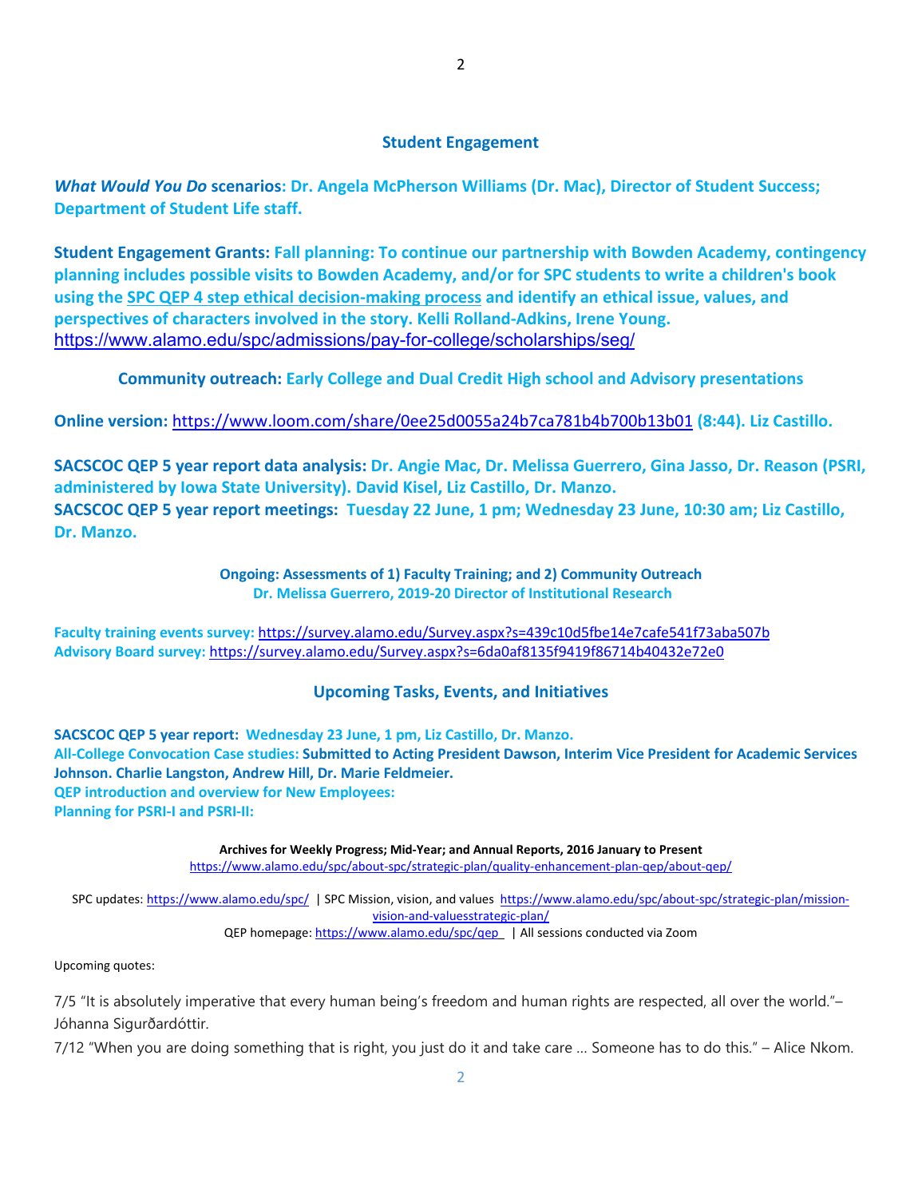## Student Engagement

***What Would You Do* scenarios: Dr. Angela McPherson Williams (Dr. Mac), Director of Student Success; Department of Student Life staff.**

**Student Engagement Grants: Fall planning: To continue our partnership with Bowden Academy, contingency planning includes possible visits to Bowden Academy, and/or for SPC students to write a children's book using the SPC QEP 4 step ethical decision-making process and identify an ethical issue, values, and perspectives of characters involved in the story. Kelli Rolland-Adkins, Irene Young.**
https://www.alamo.edu/spc/admissions/pay-for-college/scholarships/seg/

**Community outreach: Early College and Dual Credit High school and Advisory presentations**

**Online version:** https://www.loom.com/share/0ee25d0055a24b7ca781b4b700b13b01 **(8:44). Liz Castillo.**

**SACSCOC QEP 5 year report data analysis: Dr. Angie Mac, Dr. Melissa Guerrero, Gina Jasso, Dr. Reason (PSRI, administered by Iowa State University). David Kisel, Liz Castillo, Dr. Manzo.**
**SACSCOC QEP 5 year report meetings: Tuesday 22 June, 1 pm; Wednesday 23 June, 10:30 am; Liz Castillo, Dr. Manzo.**

**Ongoing: Assessments of 1) Faculty Training; and 2) Community Outreach**
**Dr. Melissa Guerrero, 2019-20 Director of Institutional Research**

**Faculty training events survey:** https://survey.alamo.edu/Survey.aspx?s=439c10d5fbe14e7cafe541f73aba507b
**Advisory Board survey:** https://survey.alamo.edu/Survey.aspx?s=6da0af8135f9419f86714b40432e72e0

## Upcoming Tasks, Events, and Initiatives

**SACSCOC QEP 5 year report: Wednesday 23 June, 1 pm, Liz Castillo, Dr. Manzo.**
**All-College Convocation Case studies: Submitted to Acting President Dawson, Interim Vice President for Academic Services Johnson. Charlie Langston, Andrew Hill, Dr. Marie Feldmeier.**
**QEP introduction and overview for New Employees:**
**Planning for PSRI-I and PSRI-II:**

**Archives for Weekly Progress; Mid-Year; and Annual Reports, 2016 January to Present**
https://www.alamo.edu/spc/about-spc/strategic-plan/quality-enhancement-plan-qep/about-qep/

SPC updates: https://www.alamo.edu/spc/ | SPC Mission, vision, and values https://www.alamo.edu/spc/about-spc/strategic-plan/mission-vision-and-valuesstrategic-plan/
QEP homepage: https://www.alamo.edu/spc/qep | All sessions conducted via Zoom

Upcoming quotes:

7/5 "It is absolutely imperative that every human being's freedom and human rights are respected, all over the world."– Jóhanna Sigurðardóttir.

7/12 "When you are doing something that is right, you just do it and take care … Someone has to do this." – Alice Nkom.